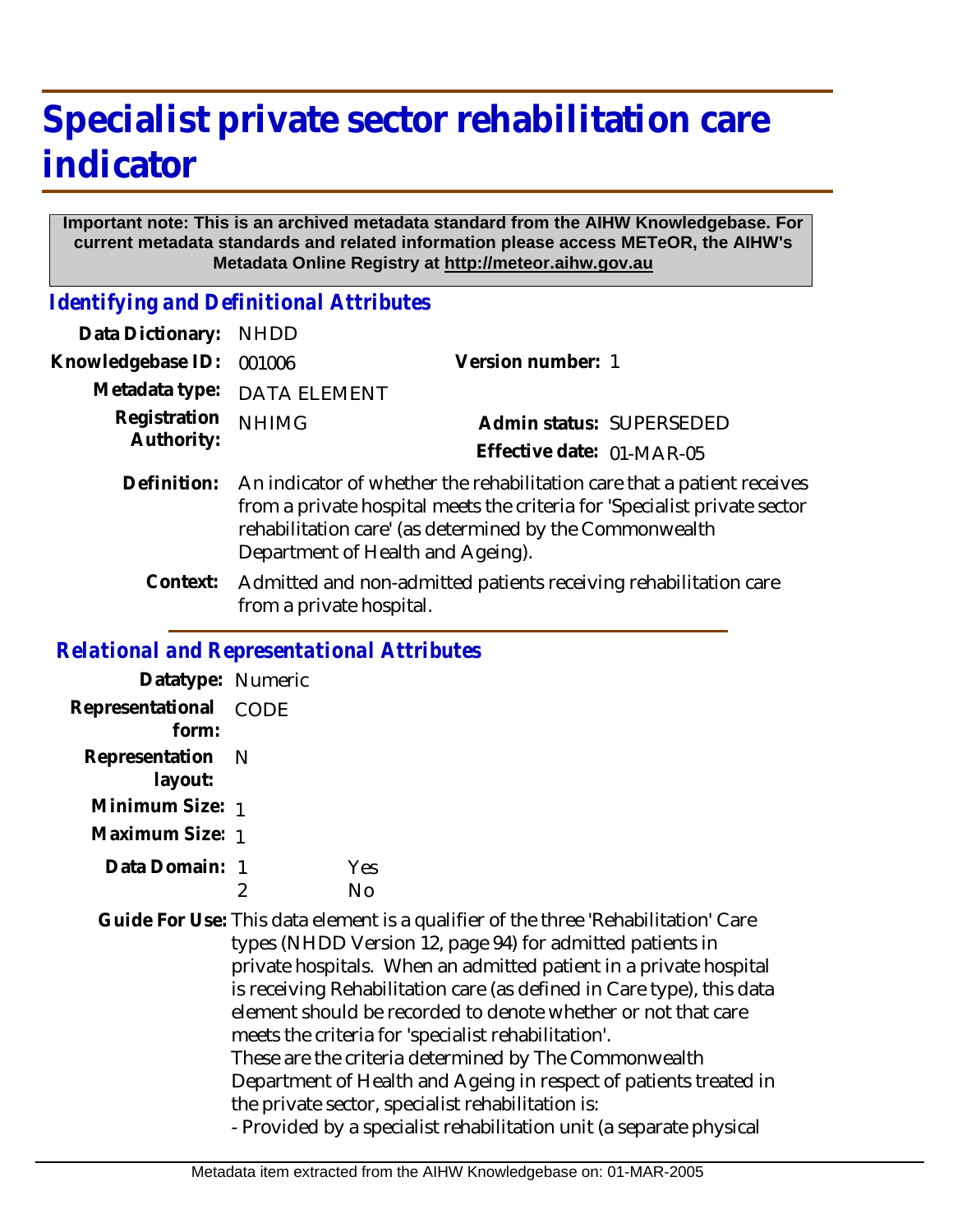# Specialist private sector rehabilitation care indicator

**Important note: This is an archived metadata standard from the AIHW Knowledgebase. For current metadata standards and related information please access METeOR, the AIHW's Metadata Online Registry at http://meteor.aihw.gov.au**

## *Identifying and Definitional Attributes*

**Data Dictionary:** NHDD

**Knowledgebase ID:** 001006

**Version number:** 1

**Metadata type:** DATA ELEMENT

**Registration Authority:** NHIMG

**Admin status:** SUPERSEDED

**Effective date:** 01-MAR-05

**Definition:** An indicator of whether the rehabilitation care that a patient receives from a private hospital meets the criteria for 'Specialist private sector rehabilitation care' (as determined by the Commonwealth Department of Health and Ageing).

**Context:** Admitted and non-admitted patients receiving rehabilitation care from a private hospital.

## *Relational and Representational Attributes*

**Datatype:** Numeric

**Representational form:** CODE

**Representation layout:** N

**Minimum Size:** 1

**Maximum Size:** 1

**Data Domain:**

| | |
|---|---|
| 1 | Yes |
| 2 | No |

**Guide For Use:** This data element is a qualifier of the three 'Rehabilitation' Care types (NHDD Version 12, page 94) for admitted patients in private hospitals. When an admitted patient in a private hospital is receiving Rehabilitation care (as defined in Care type), this data element should be recorded to denote whether or not that care meets the criteria for 'specialist rehabilitation'.

These are the criteria determined by The Commonwealth Department of Health and Ageing in respect of patients treated in the private sector, specialist rehabilitation is:

- Provided by a specialist rehabilitation unit (a separate physical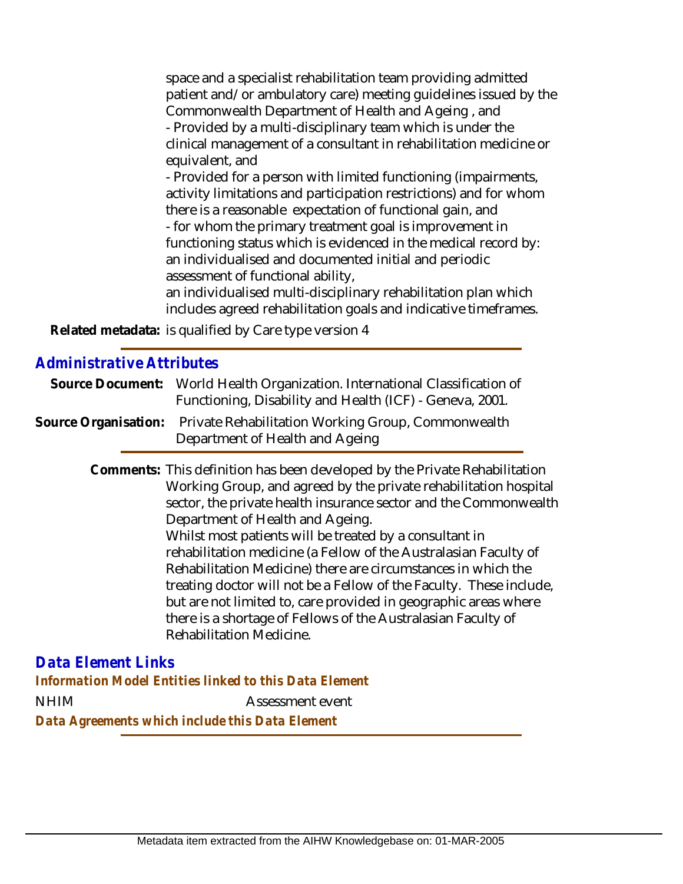space and a specialist rehabilitation team providing admitted patient and/or ambulatory care) meeting guidelines issued by the Commonwealth Department of Health and Ageing , and
- Provided by a multi-disciplinary team which is under the clinical management of a consultant in rehabilitation medicine or equivalent, and
- Provided for a person with limited functioning (impairments, activity limitations and participation restrictions) and for whom there is a reasonable expectation of functional gain, and
- for whom the primary treatment goal is improvement in functioning status which is evidenced in the medical record by: an individualised and documented initial and periodic assessment of functional ability,
an individualised multi-disciplinary rehabilitation plan which includes agreed rehabilitation goals and indicative timeframes.

**Related metadata:** is qualified by Care type version 4

## *Administrative Attributes*

**Source Document:** World Health Organization. International Classification of Functioning, Disability and Health (ICF) - Geneva, 2001.

**Source Organisation:** Private Rehabilitation Working Group, Commonwealth Department of Health and Ageing

**Comments:** This definition has been developed by the Private Rehabilitation Working Group, and agreed by the private rehabilitation hospital sector, the private health insurance sector and the Commonwealth Department of Health and Ageing.
Whilst most patients will be treated by a consultant in rehabilitation medicine (a Fellow of the Australasian Faculty of Rehabilitation Medicine) there are circumstances in which the treating doctor will not be a Fellow of the Faculty. These include, but are not limited to, care provided in geographic areas where there is a shortage of Fellows of the Australasian Faculty of Rehabilitation Medicine.

## *Data Element Links*

### *Information Model Entities linked to this Data Element*

NHIM Assessment event

### *Data Agreements which include this Data Element*

Metadata item extracted from the AIHW Knowledgebase on: 01-MAR-2005